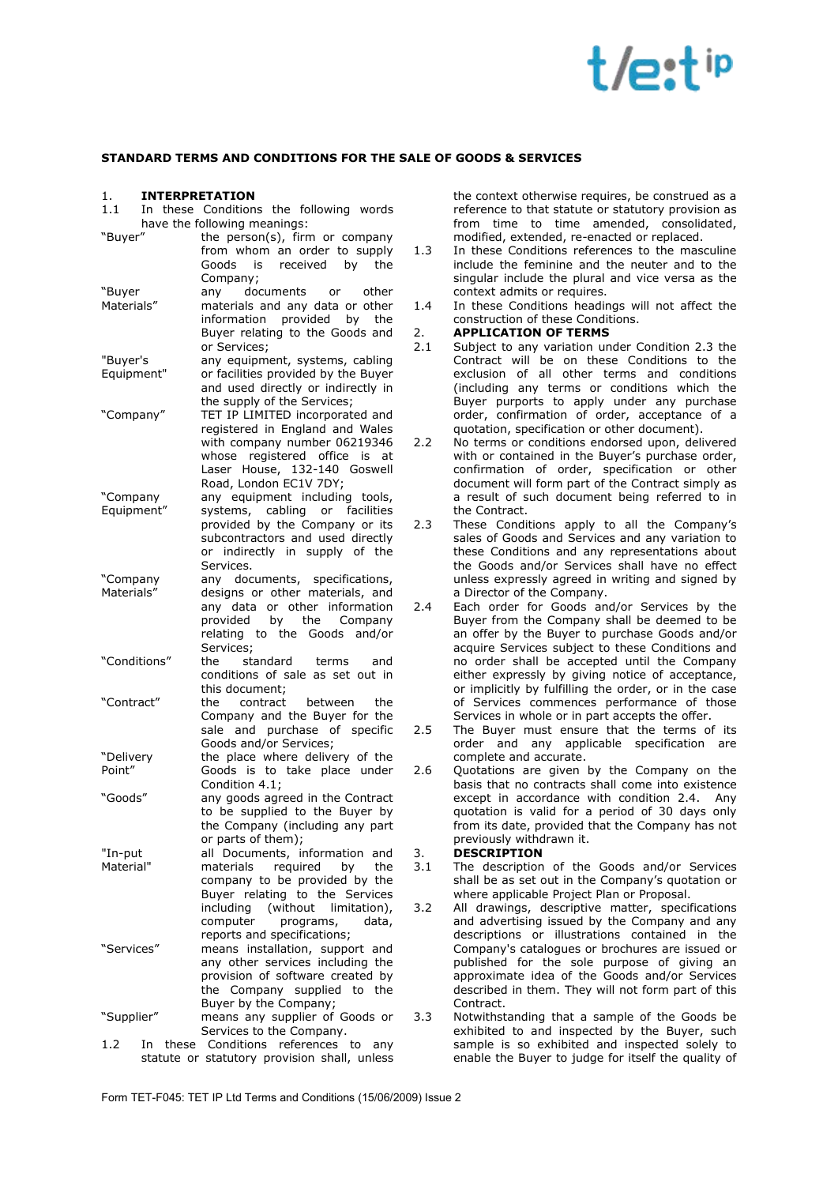**STANDARD TERMS AND CONDITIONS FOR THE SALE OF GOODS & SERVICES**

## 1. INTERPRETATION

1.1 In these Conditions the following words have the following meanings:

| Term | Meaning |
|---|---|
| "Buyer" | the person(s), firm or company from whom an order to supply Goods is received by the Company; |
| "Buyer Materials" | any documents or other materials and any data or other information provided by the Buyer relating to the Goods and or Services; |
| "Buyer's Equipment" | any equipment, systems, cabling or facilities provided by the Buyer and used directly or indirectly in the supply of the Services; |
| "Company" | TET IP LIMITED incorporated and registered in England and Wales with company number 06219346 whose registered office is at Laser House, 132-140 Goswell Road, London EC1V 7DY; |
| "Company Equipment" | any equipment including tools, systems, cabling or facilities provided by the Company or its subcontractors and used directly or indirectly in supply of the Services. |
| "Company Materials" | any documents, specifications, designs or other materials, and any data or other information provided by the Company relating to the Goods and/or Services; |
| "Conditions" | the standard terms and conditions of sale as set out in this document; |
| "Contract" | the contract between the Company and the Buyer for the sale and purchase of specific Goods and/or Services; |
| "Delivery Point" | the place where delivery of the Goods is to take place under Condition 4.1; |
| "Goods" | any goods agreed in the Contract to be supplied to the Buyer by the Company (including any part or parts of them); |
| "In-put Material" | all Documents, information and materials required by the company to be provided by the Buyer relating to the Services including (without limitation), computer programs, data, reports and specifications; |
| "Services" | means installation, support and any other services including the provision of software created by the Company supplied to the Buyer by the Company; |
| "Supplier" | means any supplier of Goods or Services to the Company. |

1.2 In these Conditions references to any statute or statutory provision shall, unless the context otherwise requires, be construed as a reference to that statute or statutory provision as from time to time amended, consolidated, modified, extended, re-enacted or replaced.

1.3 In these Conditions references to the masculine include the feminine and the neuter and to the singular include the plural and vice versa as the context admits or requires.

1.4 In these Conditions headings will not affect the construction of these Conditions.

## 2. APPLICATION OF TERMS

2.1 Subject to any variation under Condition 2.3 the Contract will be on these Conditions to the exclusion of all other terms and conditions (including any terms or conditions which the Buyer purports to apply under any purchase order, confirmation of order, acceptance of a quotation, specification or other document).

2.2 No terms or conditions endorsed upon, delivered with or contained in the Buyer's purchase order, confirmation of order, specification or other document will form part of the Contract simply as a result of such document being referred to in the Contract.

2.3 These Conditions apply to all the Company's sales of Goods and Services and any variation to these Conditions and any representations about the Goods and/or Services shall have no effect unless expressly agreed in writing and signed by a Director of the Company.

2.4 Each order for Goods and/or Services by the Buyer from the Company shall be deemed to be an offer by the Buyer to purchase Goods and/or acquire Services subject to these Conditions and no order shall be accepted until the Company either expressly by giving notice of acceptance, or implicitly by fulfilling the order, or in the case of Services commences performance of those Services in whole or in part accepts the offer.

2.5 The Buyer must ensure that the terms of its order and any applicable specification are complete and accurate.

2.6 Quotations are given by the Company on the basis that no contracts shall come into existence except in accordance with condition 2.4. Any quotation is valid for a period of 30 days only from its date, provided that the Company has not previously withdrawn it.

## 3. DESCRIPTION

3.1 The description of the Goods and/or Services shall be as set out in the Company's quotation or where applicable Project Plan or Proposal.

3.2 All drawings, descriptive matter, specifications and advertising issued by the Company and any descriptions or illustrations contained in the Company's catalogues or brochures are issued or published for the sole purpose of giving an approximate idea of the Goods and/or Services described in them. They will not form part of this Contract.

3.3 Notwithstanding that a sample of the Goods be exhibited to and inspected by the Buyer, such sample is so exhibited and inspected solely to enable the Buyer to judge for itself the quality of

Form TET-F045: TET IP Ltd Terms and Conditions (15/06/2009) Issue 2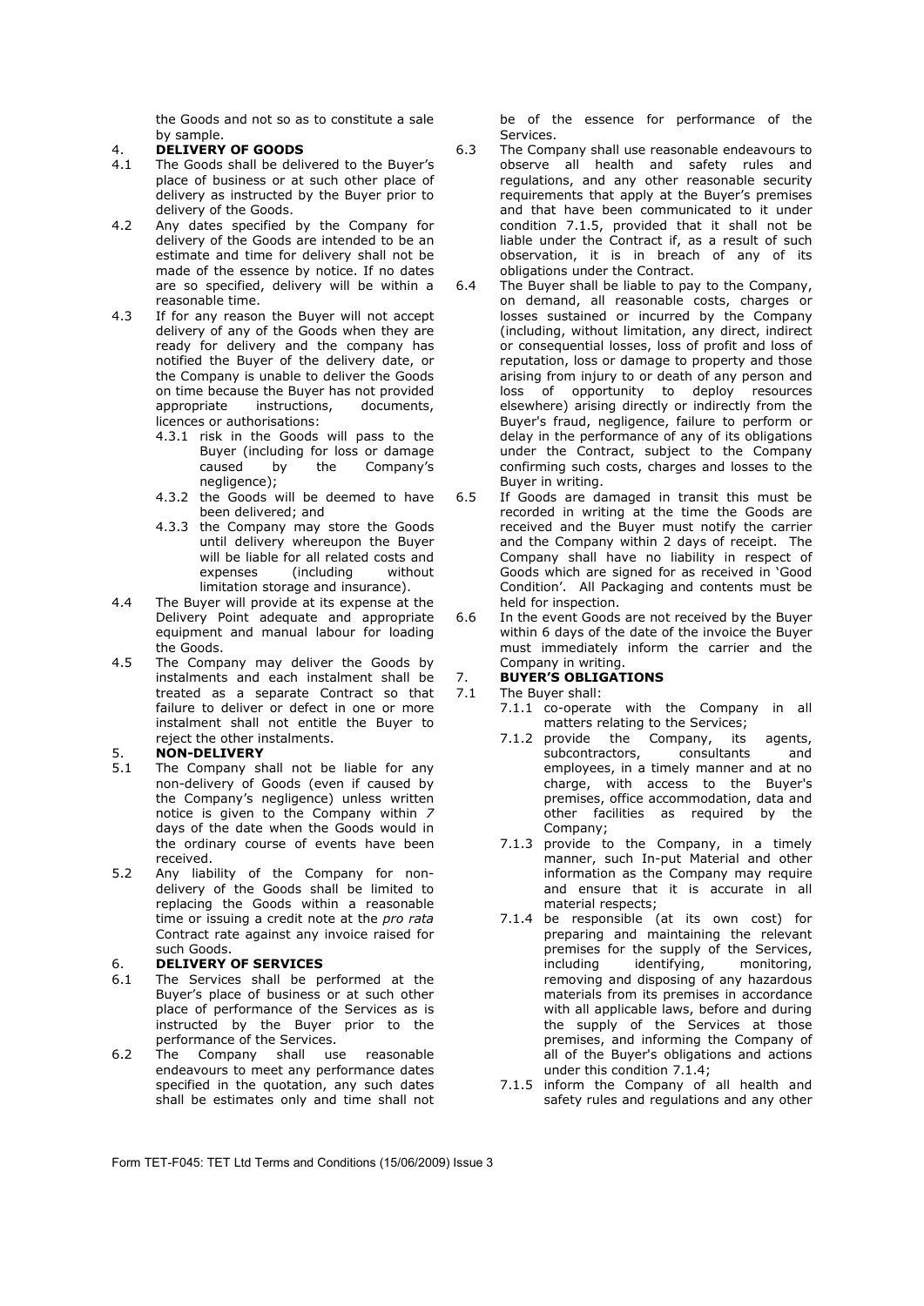the Goods and not so as to constitute a sale by sample.

## 4. DELIVERY OF GOODS

4.1 The Goods shall be delivered to the Buyer's place of business or at such other place of delivery as instructed by the Buyer prior to delivery of the Goods.

4.2 Any dates specified by the Company for delivery of the Goods are intended to be an estimate and time for delivery shall not be made of the essence by notice. If no dates are so specified, delivery will be within a reasonable time.

4.3 If for any reason the Buyer will not accept delivery of any of the Goods when they are ready for delivery and the company has notified the Buyer of the delivery date, or the Company is unable to deliver the Goods on time because the Buyer has not provided appropriate instructions, documents, licences or authorisations:

- 4.3.1 risk in the Goods will pass to the Buyer (including for loss or damage caused by the Company's negligence);
- 4.3.2 the Goods will be deemed to have been delivered; and
- 4.3.3 the Company may store the Goods until delivery whereupon the Buyer will be liable for all related costs and expenses (including without limitation storage and insurance).

4.4 The Buyer will provide at its expense at the Delivery Point adequate and appropriate equipment and manual labour for loading the Goods.

4.5 The Company may deliver the Goods by instalments and each instalment shall be treated as a separate Contract so that failure to deliver or defect in one or more instalment shall not entitle the Buyer to reject the other instalments.

## 5. NON-DELIVERY

5.1 The Company shall not be liable for any non-delivery of Goods (even if caused by the Company's negligence) unless written notice is given to the Company within *7* days of the date when the Goods would in the ordinary course of events have been received.

5.2 Any liability of the Company for non-delivery of the Goods shall be limited to replacing the Goods within a reasonable time or issuing a credit note at the *pro rata* Contract rate against any invoice raised for such Goods.

## 6. DELIVERY OF SERVICES

6.1 The Services shall be performed at the Buyer's place of business or at such other place of performance of the Services as is instructed by the Buyer prior to the performance of the Services.

6.2 The Company shall use reasonable endeavours to meet any performance dates specified in the quotation, any such dates shall be estimates only and time shall not be of the essence for performance of the Services.

6.3 The Company shall use reasonable endeavours to observe all health and safety rules and regulations, and any other reasonable security requirements that apply at the Buyer's premises and that have been communicated to it under condition 7.1.5, provided that it shall not be liable under the Contract if, as a result of such observation, it is in breach of any of its obligations under the Contract.

6.4 The Buyer shall be liable to pay to the Company, on demand, all reasonable costs, charges or losses sustained or incurred by the Company (including, without limitation, any direct, indirect or consequential losses, loss of profit and loss of reputation, loss or damage to property and those arising from injury to or death of any person and loss of opportunity to deploy resources elsewhere) arising directly or indirectly from the Buyer's fraud, negligence, failure to perform or delay in the performance of any of its obligations under the Contract, subject to the Company confirming such costs, charges and losses to the Buyer in writing.

6.5 If Goods are damaged in transit this must be recorded in writing at the time the Goods are received and the Buyer must notify the carrier and the Company within 2 days of receipt. The Company shall have no liability in respect of Goods which are signed for as received in 'Good Condition'. All Packaging and contents must be held for inspection.

6.6 In the event Goods are not received by the Buyer within 6 days of the date of the invoice the Buyer must immediately inform the carrier and the Company in writing.

## 7. BUYER'S OBLIGATIONS

7.1 The Buyer shall:

- 7.1.1 co-operate with the Company in all matters relating to the Services;
- 7.1.2 provide the Company, its agents, subcontractors, consultants and employees, in a timely manner and at no charge, with access to the Buyer's premises, office accommodation, data and other facilities as required by the Company;
- 7.1.3 provide to the Company, in a timely manner, such In-put Material and other information as the Company may require and ensure that it is accurate in all material respects;
- 7.1.4 be responsible (at its own cost) for preparing and maintaining the relevant premises for the supply of the Services, including identifying, monitoring, removing and disposing of any hazardous materials from its premises in accordance with all applicable laws, before and during the supply of the Services at those premises, and informing the Company of all of the Buyer's obligations and actions under this condition 7.1.4;
- 7.1.5 inform the Company of all health and safety rules and regulations and any other

Form TET-F045: TET Ltd Terms and Conditions (15/06/2009) Issue 3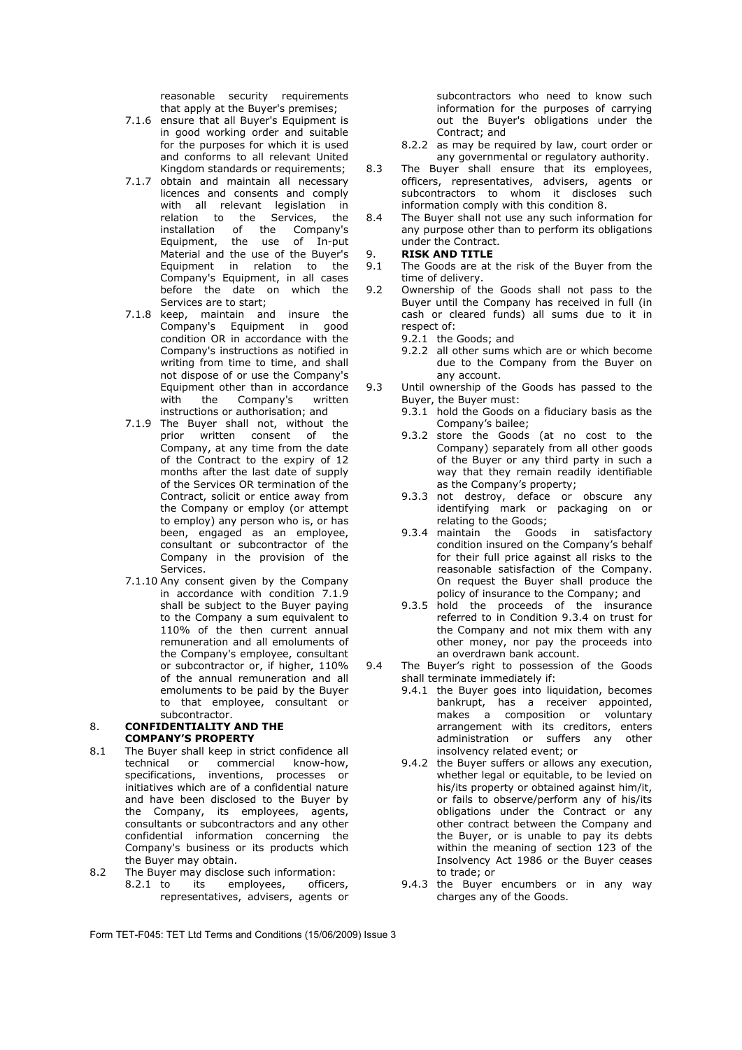reasonable security requirements that apply at the Buyer's premises;

7.1.6 ensure that all Buyer's Equipment is in good working order and suitable for the purposes for which it is used and conforms to all relevant United Kingdom standards or requirements;

7.1.7 obtain and maintain all necessary licences and consents and comply with all relevant legislation in relation to the Services, the installation of the Company's Equipment, the use of In-put Material and the use of the Buyer's Equipment in relation to the Company's Equipment, in all cases before the date on which the Services are to start;

7.1.8 keep, maintain and insure the Company's Equipment in good condition OR in accordance with the Company's instructions as notified in writing from time to time, and shall not dispose of or use the Company's Equipment other than in accordance with the Company's written instructions or authorisation; and

7.1.9 The Buyer shall not, without the prior written consent of the Company, at any time from the date of the Contract to the expiry of 12 months after the last date of supply of the Services OR termination of the Contract, solicit or entice away from the Company or employ (or attempt to employ) any person who is, or has been, engaged as an employee, consultant or subcontractor of the Company in the provision of the Services.

7.1.10 Any consent given by the Company in accordance with condition 7.1.9 shall be subject to the Buyer paying to the Company a sum equivalent to 110% of the then current annual remuneration and all emoluments of the Company's employee, consultant or subcontractor or, if higher, 110% of the annual remuneration and all emoluments to be paid by the Buyer to that employee, consultant or subcontractor.

## 8. CONFIDENTIALITY AND THE COMPANY'S PROPERTY

8.1 The Buyer shall keep in strict confidence all technical or commercial know-how, specifications, inventions, processes or initiatives which are of a confidential nature and have been disclosed to the Buyer by the Company, its employees, agents, consultants or subcontractors and any other confidential information concerning the Company's business or its products which the Buyer may obtain.

8.2 The Buyer may disclose such information:

8.2.1 to its employees, officers, representatives, advisers, agents or subcontractors who need to know such information for the purposes of carrying out the Buyer's obligations under the Contract; and

8.2.2 as may be required by law, court order or any governmental or regulatory authority.

8.3 The Buyer shall ensure that its employees, officers, representatives, advisers, agents or subcontractors to whom it discloses such information comply with this condition 8.

8.4 The Buyer shall not use any such information for any purpose other than to perform its obligations under the Contract.

## 9. RISK AND TITLE

9.1 The Goods are at the risk of the Buyer from the time of delivery.

9.2 Ownership of the Goods shall not pass to the Buyer until the Company has received in full (in cash or cleared funds) all sums due to it in respect of:

9.2.1 the Goods; and

9.2.2 all other sums which are or which become due to the Company from the Buyer on any account.

9.3 Until ownership of the Goods has passed to the Buyer, the Buyer must:

9.3.1 hold the Goods on a fiduciary basis as the Company's bailee;

9.3.2 store the Goods (at no cost to the Company) separately from all other goods of the Buyer or any third party in such a way that they remain readily identifiable as the Company's property;

9.3.3 not destroy, deface or obscure any identifying mark or packaging on or relating to the Goods;

9.3.4 maintain the Goods in satisfactory condition insured on the Company's behalf for their full price against all risks to the reasonable satisfaction of the Company. On request the Buyer shall produce the policy of insurance to the Company; and

9.3.5 hold the proceeds of the insurance referred to in Condition 9.3.4 on trust for the Company and not mix them with any other money, nor pay the proceeds into an overdrawn bank account.

9.4 The Buyer's right to possession of the Goods shall terminate immediately if:

9.4.1 the Buyer goes into liquidation, becomes bankrupt, has a receiver appointed, makes a composition or voluntary arrangement with its creditors, enters administration or suffers any other insolvency related event; or

9.4.2 the Buyer suffers or allows any execution, whether legal or equitable, to be levied on his/its property or obtained against him/it, or fails to observe/perform any of his/its obligations under the Contract or any other contract between the Company and the Buyer, or is unable to pay its debts within the meaning of section 123 of the Insolvency Act 1986 or the Buyer ceases to trade; or

9.4.3 the Buyer encumbers or in any way charges any of the Goods.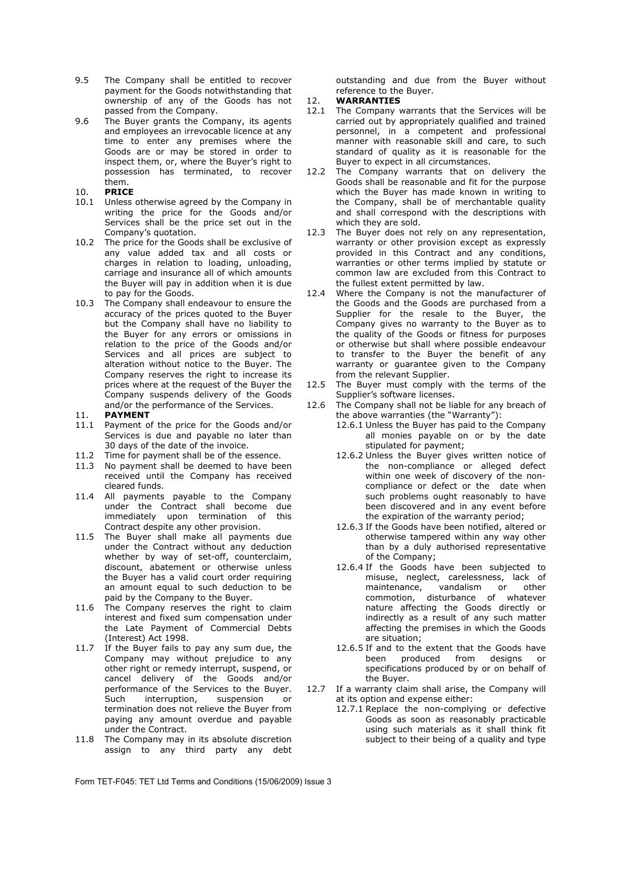9.5 The Company shall be entitled to recover payment for the Goods notwithstanding that ownership of any of the Goods has not passed from the Company.

9.6 The Buyer grants the Company, its agents and employees an irrevocable licence at any time to enter any premises where the Goods are or may be stored in order to inspect them, or, where the Buyer's right to possession has terminated, to recover them.

10. **PRICE**

10.1 Unless otherwise agreed by the Company in writing the price for the Goods and/or Services shall be the price set out in the Company's quotation.

10.2 The price for the Goods shall be exclusive of any value added tax and all costs or charges in relation to loading, unloading, carriage and insurance all of which amounts the Buyer will pay in addition when it is due to pay for the Goods.

10.3 The Company shall endeavour to ensure the accuracy of the prices quoted to the Buyer but the Company shall have no liability to the Buyer for any errors or omissions in relation to the price of the Goods and/or Services and all prices are subject to alteration without notice to the Buyer. The Company reserves the right to increase its prices where at the request of the Buyer the Company suspends delivery of the Goods and/or the performance of the Services.

11. **PAYMENT**

11.1 Payment of the price for the Goods and/or Services is due and payable no later than 30 days of the date of the invoice.

11.2 Time for payment shall be of the essence.

11.3 No payment shall be deemed to have been received until the Company has received cleared funds.

11.4 All payments payable to the Company under the Contract shall become due immediately upon termination of this Contract despite any other provision.

11.5 The Buyer shall make all payments due under the Contract without any deduction whether by way of set-off, counterclaim, discount, abatement or otherwise unless the Buyer has a valid court order requiring an amount equal to such deduction to be paid by the Company to the Buyer.

11.6 The Company reserves the right to claim interest and fixed sum compensation under the Late Payment of Commercial Debts (Interest) Act 1998.

11.7 If the Buyer fails to pay any sum due, the Company may without prejudice to any other right or remedy interrupt, suspend, or cancel delivery of the Goods and/or performance of the Services to the Buyer. Such interruption, suspension or termination does not relieve the Buyer from paying any amount overdue and payable under the Contract.

11.8 The Company may in its absolute discretion assign to any third party any debt outstanding and due from the Buyer without reference to the Buyer.

12. **WARRANTIES**

12.1 The Company warrants that the Services will be carried out by appropriately qualified and trained personnel, in a competent and professional manner with reasonable skill and care, to such standard of quality as it is reasonable for the Buyer to expect in all circumstances.

12.2 The Company warrants that on delivery the Goods shall be reasonable and fit for the purpose which the Buyer has made known in writing to the Company, shall be of merchantable quality and shall correspond with the descriptions with which they are sold.

12.3 The Buyer does not rely on any representation, warranty or other provision except as expressly provided in this Contract and any conditions, warranties or other terms implied by statute or common law are excluded from this Contract to the fullest extent permitted by law.

12.4 Where the Company is not the manufacturer of the Goods and the Goods are purchased from a Supplier for the resale to the Buyer, the Company gives no warranty to the Buyer as to the quality of the Goods or fitness for purposes or otherwise but shall where possible endeavour to transfer to the Buyer the benefit of any warranty or guarantee given to the Company from the relevant Supplier.

12.5 The Buyer must comply with the terms of the Supplier's software licenses.

12.6 The Company shall not be liable for any breach of the above warranties (the "Warranty"):

12.6.1 Unless the Buyer has paid to the Company all monies payable on or by the date stipulated for payment;

12.6.2 Unless the Buyer gives written notice of the non-compliance or alleged defect within one week of discovery of the non-compliance or defect or the date when such problems ought reasonably to have been discovered and in any event before the expiration of the warranty period;

12.6.3 If the Goods have been notified, altered or otherwise tampered within any way other than by a duly authorised representative of the Company;

12.6.4 If the Goods have been subjected to misuse, neglect, carelessness, lack of maintenance, vandalism or other commotion, disturbance of whatever nature affecting the Goods directly or indirectly as a result of any such matter affecting the premises in which the Goods are situation;

12.6.5 If and to the extent that the Goods have been produced from designs or specifications produced by or on behalf of the Buyer.

12.7 If a warranty claim shall arise, the Company will at its option and expense either:

12.7.1 Replace the non-complying or defective Goods as soon as reasonably practicable using such materials as it shall think fit subject to their being of a quality and type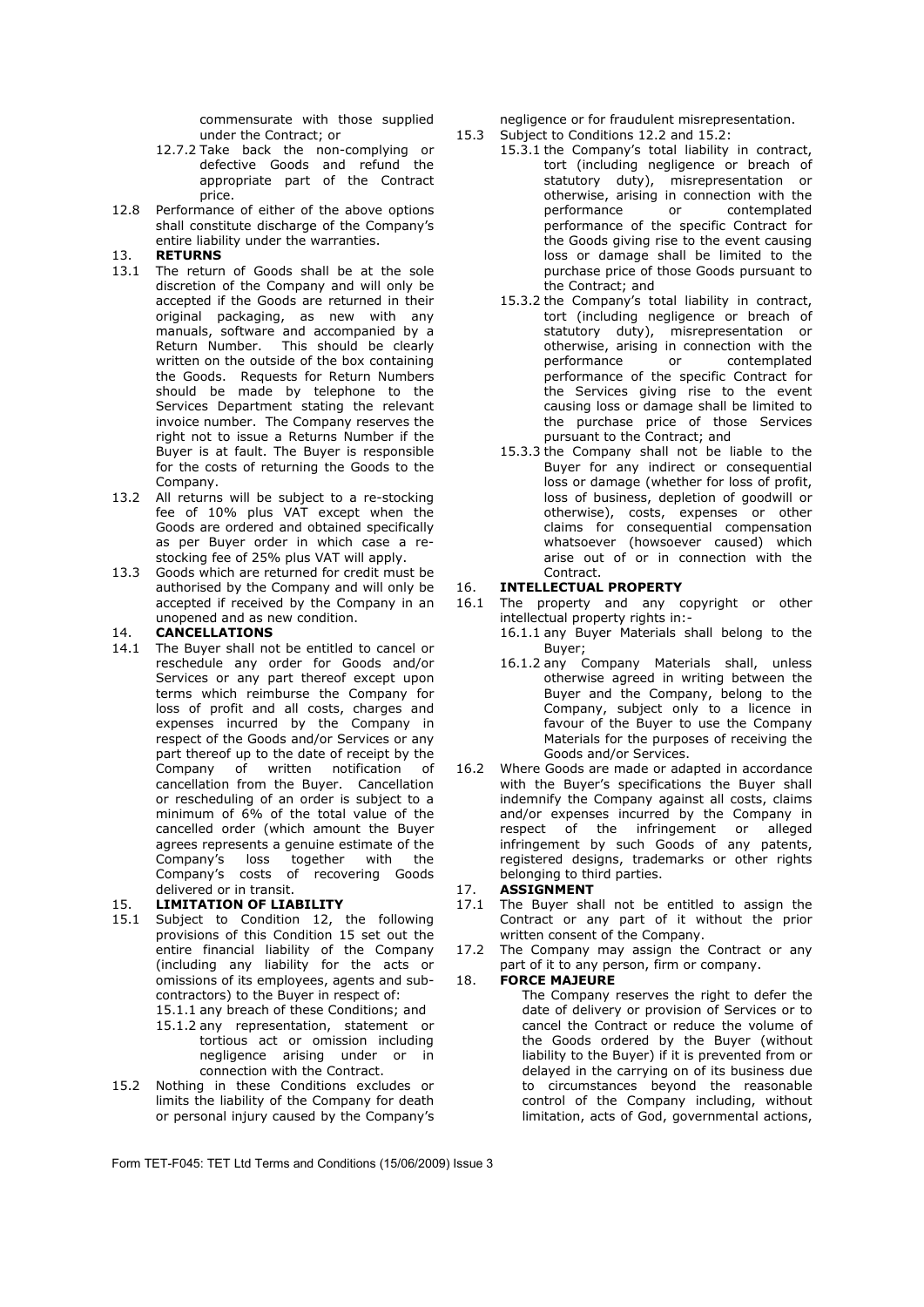commensurate with those supplied under the Contract; or

12.7.2 Take back the non-complying or defective Goods and refund the appropriate part of the Contract price.

12.8 Performance of either of the above options shall constitute discharge of the Company's entire liability under the warranties.

## 13. RETURNS

13.1 The return of Goods shall be at the sole discretion of the Company and will only be accepted if the Goods are returned in their original packaging, as new with any manuals, software and accompanied by a Return Number. This should be clearly written on the outside of the box containing the Goods. Requests for Return Numbers should be made by telephone to the Services Department stating the relevant invoice number. The Company reserves the right not to issue a Returns Number if the Buyer is at fault. The Buyer is responsible for the costs of returning the Goods to the Company.

13.2 All returns will be subject to a re-stocking fee of 10% plus VAT except when the Goods are ordered and obtained specifically as per Buyer order in which case a re-stocking fee of 25% plus VAT will apply.

13.3 Goods which are returned for credit must be authorised by the Company and will only be accepted if received by the Company in an unopened and as new condition.

## 14. CANCELLATIONS

14.1 The Buyer shall not be entitled to cancel or reschedule any order for Goods and/or Services or any part thereof except upon terms which reimburse the Company for loss of profit and all costs, charges and expenses incurred by the Company in respect of the Goods and/or Services or any part thereof up to the date of receipt by the Company of written notification of cancellation from the Buyer. Cancellation or rescheduling of an order is subject to a minimum of 6% of the total value of the cancelled order (which amount the Buyer agrees represents a genuine estimate of the Company's loss together with the Company's costs of recovering Goods delivered or in transit.

## 15. LIMITATION OF LIABILITY

15.1 Subject to Condition 12, the following provisions of this Condition 15 set out the entire financial liability of the Company (including any liability for the acts or omissions of its employees, agents and sub-contractors) to the Buyer in respect of:

15.1.1 any breach of these Conditions; and

15.1.2 any representation, statement or tortious act or omission including negligence arising under or in connection with the Contract.

15.2 Nothing in these Conditions excludes or limits the liability of the Company for death or personal injury caused by the Company's negligence or for fraudulent misrepresentation.

15.3 Subject to Conditions 12.2 and 15.2:

15.3.1 the Company's total liability in contract, tort (including negligence or breach of statutory duty), misrepresentation or otherwise, arising in connection with the performance or contemplated performance of the specific Contract for the Goods giving rise to the event causing loss or damage shall be limited to the purchase price of those Goods pursuant to the Contract; and

15.3.2 the Company's total liability in contract, tort (including negligence or breach of statutory duty), misrepresentation or otherwise, arising in connection with the performance or contemplated performance of the specific Contract for the Services giving rise to the event causing loss or damage shall be limited to the purchase price of those Services pursuant to the Contract; and

15.3.3 the Company shall not be liable to the Buyer for any indirect or consequential loss or damage (whether for loss of profit, loss of business, depletion of goodwill or otherwise), costs, expenses or other claims for consequential compensation whatsoever (howsoever caused) which arise out of or in connection with the Contract.

## 16. INTELLECTUAL PROPERTY

16.1 The property and any copyright or other intellectual property rights in:-

16.1.1 any Buyer Materials shall belong to the Buyer;

16.1.2 any Company Materials shall, unless otherwise agreed in writing between the Buyer and the Company, belong to the Company, subject only to a licence in favour of the Buyer to use the Company Materials for the purposes of receiving the Goods and/or Services.

16.2 Where Goods are made or adapted in accordance with the Buyer's specifications the Buyer shall indemnify the Company against all costs, claims and/or expenses incurred by the Company in respect of the infringement or alleged infringement by such Goods of any patents, registered designs, trademarks or other rights belonging to third parties.

## 17. ASSIGNMENT

17.1 The Buyer shall not be entitled to assign the Contract or any part of it without the prior written consent of the Company.

17.2 The Company may assign the Contract or any part of it to any person, firm or company.

## 18. FORCE MAJEURE

The Company reserves the right to defer the date of delivery or provision of Services or to cancel the Contract or reduce the volume of the Goods ordered by the Buyer (without liability to the Buyer) if it is prevented from or delayed in the carrying on of its business due to circumstances beyond the reasonable control of the Company including, without limitation, acts of God, governmental actions,

Form TET-F045: TET Ltd Terms and Conditions (15/06/2009) Issue 3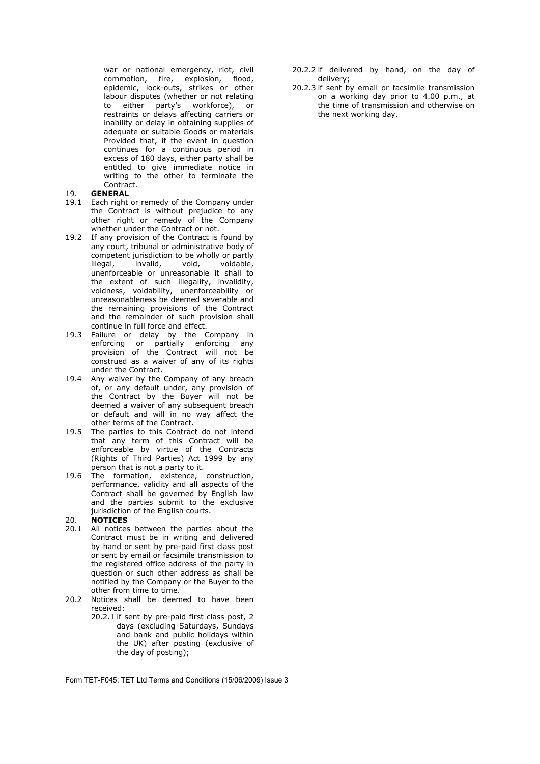war or national emergency, riot, civil commotion, fire, explosion, flood, epidemic, lock-outs, strikes or other labour disputes (whether or not relating to either party's workforce), or restraints or delays affecting carriers or inability or delay in obtaining supplies of adequate or suitable Goods or materials Provided that, if the event in question continues for a continuous period in excess of 180 days, either party shall be entitled to give immediate notice in writing to the other to terminate the Contract.

## 19. GENERAL

19.1 Each right or remedy of the Company under the Contract is without prejudice to any other right or remedy of the Company whether under the Contract or not.

19.2 If any provision of the Contract is found by any court, tribunal or administrative body of competent jurisdiction to be wholly or partly illegal, invalid, void, voidable, unenforceable or unreasonable it shall to the extent of such illegality, invalidity, voidness, voidability, unenforceability or unreasonableness be deemed severable and the remaining provisions of the Contract and the remainder of such provision shall continue in full force and effect.

19.3 Failure or delay by the Company in enforcing or partially enforcing any provision of the Contract will not be construed as a waiver of any of its rights under the Contract.

19.4 Any waiver by the Company of any breach of, or any default under, any provision of the Contract by the Buyer will not be deemed a waiver of any subsequent breach or default and will in no way affect the other terms of the Contract.

19.5 The parties to this Contract do not intend that any term of this Contract will be enforceable by virtue of the Contracts (Rights of Third Parties) Act 1999 by any person that is not a party to it.

19.6 The formation, existence, construction, performance, validity and all aspects of the Contract shall be governed by English law and the parties submit to the exclusive jurisdiction of the English courts.

## 20. NOTICES

20.1 All notices between the parties about the Contract must be in writing and delivered by hand or sent by pre-paid first class post or sent by email or facsimile transmission to the registered office address of the party in question or such other address as shall be notified by the Company or the Buyer to the other from time to time.

20.2 Notices shall be deemed to have been received:

20.2.1 if sent by pre-paid first class post, 2 days (excluding Saturdays, Sundays and bank and public holidays within the UK) after posting (exclusive of the day of posting);

20.2.2 if delivered by hand, on the day of delivery;

20.2.3 if sent by email or facsimile transmission on a working day prior to 4.00 p.m., at the time of transmission and otherwise on the next working day.

Form TET-F045: TET Ltd Terms and Conditions (15/06/2009) Issue 3